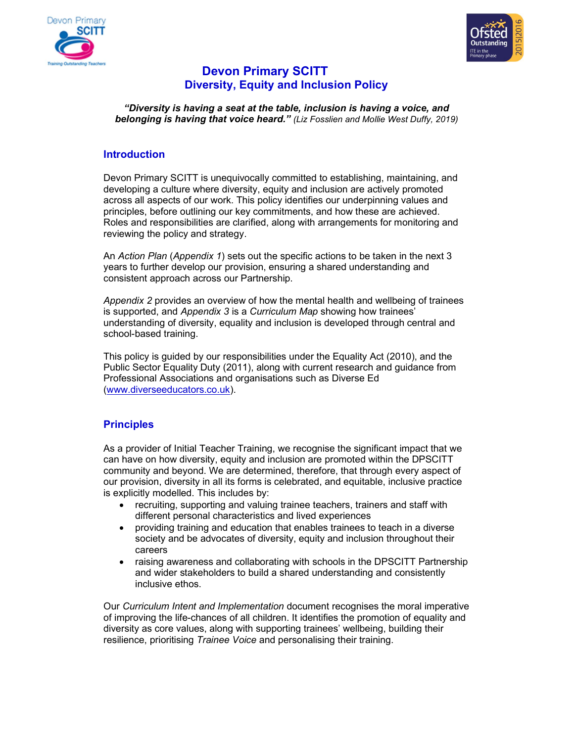# Devon Primary SCITT
# Diversity, Equity and Inclusion Policy

***"Diversity is having a seat at the table, inclusion is having a voice, and belonging is having that voice heard."*** *(Liz Fosslien and Mollie West Duffy, 2019)*

## Introduction

Devon Primary SCITT is unequivocally committed to establishing, maintaining, and developing a culture where diversity, equity and inclusion are actively promoted across all aspects of our work. This policy identifies our underpinning values and principles, before outlining our key commitments, and how these are achieved. Roles and responsibilities are clarified, along with arrangements for monitoring and reviewing the policy and strategy.

An *Action Plan* (*Appendix 1*) sets out the specific actions to be taken in the next 3 years to further develop our provision, ensuring a shared understanding and consistent approach across our Partnership.

*Appendix 2* provides an overview of how the mental health and wellbeing of trainees is supported, and *Appendix 3* is a *Curriculum Map* showing how trainees' understanding of diversity, equality and inclusion is developed through central and school-based training.

This policy is guided by our responsibilities under the Equality Act (2010), and the Public Sector Equality Duty (2011), along with current research and guidance from Professional Associations and organisations such as Diverse Ed (www.diverseeducators.co.uk).

## Principles

As a provider of Initial Teacher Training, we recognise the significant impact that we can have on how diversity, equity and inclusion are promoted within the DPSCITT community and beyond. We are determined, therefore, that through every aspect of our provision, diversity in all its forms is celebrated, and equitable, inclusive practice is explicitly modelled. This includes by:

- recruiting, supporting and valuing trainee teachers, trainers and staff with different personal characteristics and lived experiences
- providing training and education that enables trainees to teach in a diverse society and be advocates of diversity, equity and inclusion throughout their careers
- raising awareness and collaborating with schools in the DPSCITT Partnership and wider stakeholders to build a shared understanding and consistently inclusive ethos.

Our *Curriculum Intent and Implementation* document recognises the moral imperative of improving the life-chances of all children. It identifies the promotion of equality and diversity as core values, along with supporting trainees' wellbeing, building their resilience, prioritising *Trainee Voice* and personalising their training.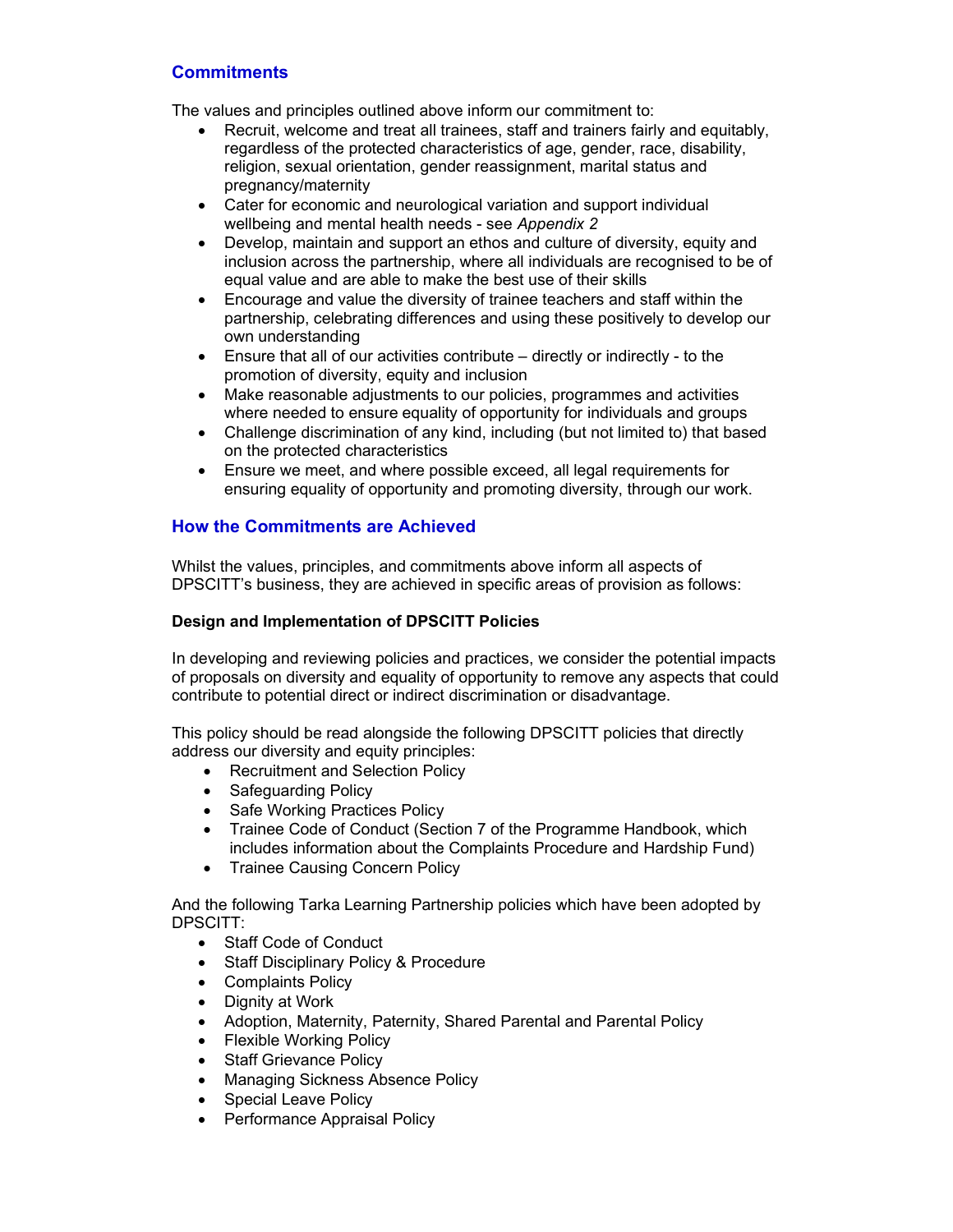## Commitments

The values and principles outlined above inform our commitment to:

- Recruit, welcome and treat all trainees, staff and trainers fairly and equitably, regardless of the protected characteristics of age, gender, race, disability, religion, sexual orientation, gender reassignment, marital status and pregnancy/maternity
- Cater for economic and neurological variation and support individual wellbeing and mental health needs - see *Appendix 2*
- Develop, maintain and support an ethos and culture of diversity, equity and inclusion across the partnership, where all individuals are recognised to be of equal value and are able to make the best use of their skills
- Encourage and value the diversity of trainee teachers and staff within the partnership, celebrating differences and using these positively to develop our own understanding
- Ensure that all of our activities contribute – directly or indirectly - to the promotion of diversity, equity and inclusion
- Make reasonable adjustments to our policies, programmes and activities where needed to ensure equality of opportunity for individuals and groups
- Challenge discrimination of any kind, including (but not limited to) that based on the protected characteristics
- Ensure we meet, and where possible exceed, all legal requirements for ensuring equality of opportunity and promoting diversity, through our work.

## How the Commitments are Achieved

Whilst the values, principles, and commitments above inform all aspects of DPSCITT's business, they are achieved in specific areas of provision as follows:

**Design and Implementation of DPSCITT Policies**

In developing and reviewing policies and practices, we consider the potential impacts of proposals on diversity and equality of opportunity to remove any aspects that could contribute to potential direct or indirect discrimination or disadvantage.

This policy should be read alongside the following DPSCITT policies that directly address our diversity and equity principles:

- Recruitment and Selection Policy
- Safeguarding Policy
- Safe Working Practices Policy
- Trainee Code of Conduct (Section 7 of the Programme Handbook, which includes information about the Complaints Procedure and Hardship Fund)
- Trainee Causing Concern Policy

And the following Tarka Learning Partnership policies which have been adopted by DPSCITT:

- Staff Code of Conduct
- Staff Disciplinary Policy & Procedure
- Complaints Policy
- Dignity at Work
- Adoption, Maternity, Paternity, Shared Parental and Parental Policy
- Flexible Working Policy
- Staff Grievance Policy
- Managing Sickness Absence Policy
- Special Leave Policy
- Performance Appraisal Policy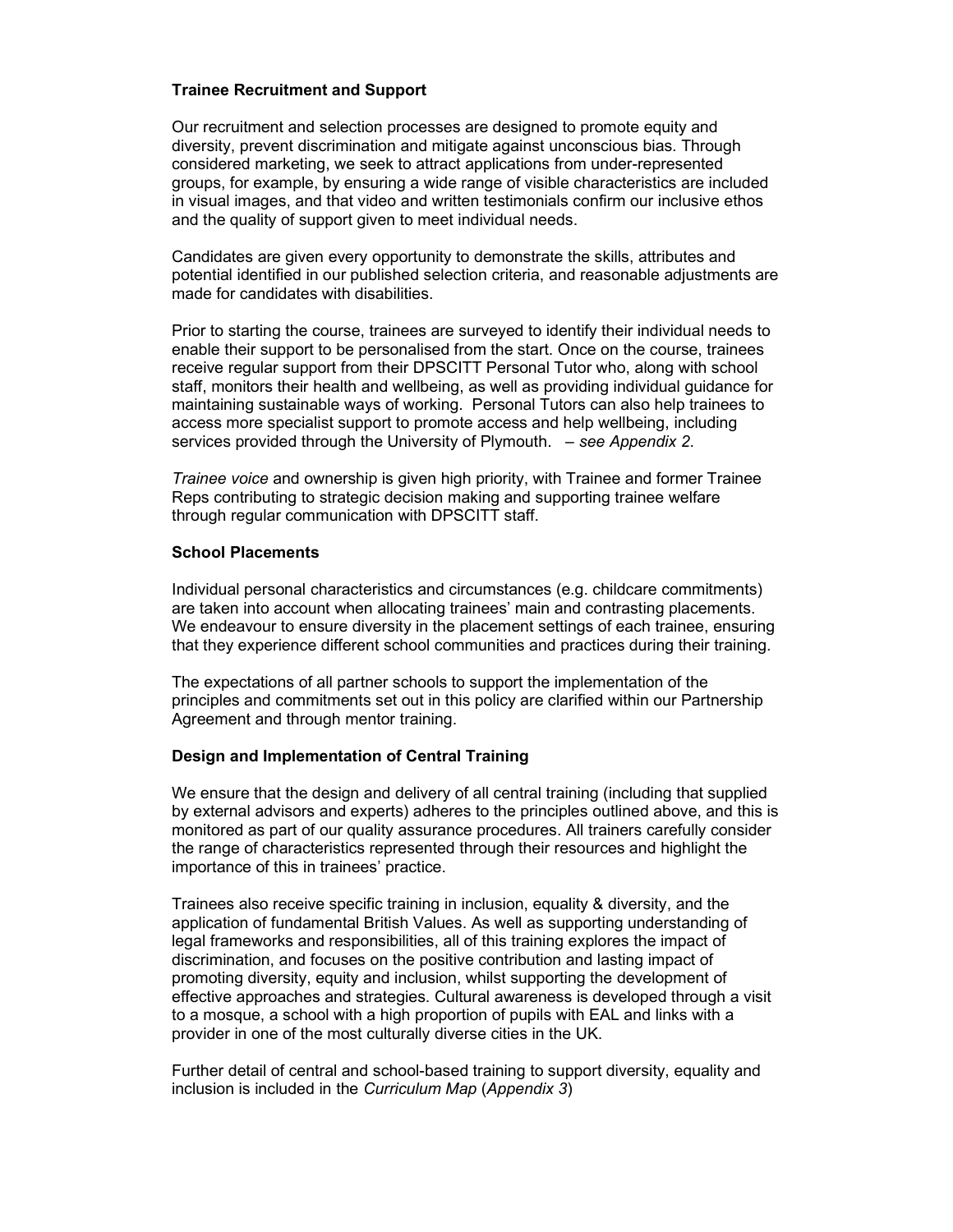**Trainee Recruitment and Support**

Our recruitment and selection processes are designed to promote equity and diversity, prevent discrimination and mitigate against unconscious bias. Through considered marketing, we seek to attract applications from under-represented groups, for example, by ensuring a wide range of visible characteristics are included in visual images, and that video and written testimonials confirm our inclusive ethos and the quality of support given to meet individual needs.

Candidates are given every opportunity to demonstrate the skills, attributes and potential identified in our published selection criteria, and reasonable adjustments are made for candidates with disabilities.

Prior to starting the course, trainees are surveyed to identify their individual needs to enable their support to be personalised from the start. Once on the course, trainees receive regular support from their DPSCITT Personal Tutor who, along with school staff, monitors their health and wellbeing, as well as providing individual guidance for maintaining sustainable ways of working. Personal Tutors can also help trainees to access more specialist support to promote access and help wellbeing, including services provided through the University of Plymouth. – *see Appendix 2.*

*Trainee voice* and ownership is given high priority, with Trainee and former Trainee Reps contributing to strategic decision making and supporting trainee welfare through regular communication with DPSCITT staff.

**School Placements**

Individual personal characteristics and circumstances (e.g. childcare commitments) are taken into account when allocating trainees' main and contrasting placements. We endeavour to ensure diversity in the placement settings of each trainee, ensuring that they experience different school communities and practices during their training.

The expectations of all partner schools to support the implementation of the principles and commitments set out in this policy are clarified within our Partnership Agreement and through mentor training.

**Design and Implementation of Central Training**

We ensure that the design and delivery of all central training (including that supplied by external advisors and experts) adheres to the principles outlined above, and this is monitored as part of our quality assurance procedures. All trainers carefully consider the range of characteristics represented through their resources and highlight the importance of this in trainees' practice.

Trainees also receive specific training in inclusion, equality & diversity, and the application of fundamental British Values. As well as supporting understanding of legal frameworks and responsibilities, all of this training explores the impact of discrimination, and focuses on the positive contribution and lasting impact of promoting diversity, equity and inclusion, whilst supporting the development of effective approaches and strategies. Cultural awareness is developed through a visit to a mosque, a school with a high proportion of pupils with EAL and links with a provider in one of the most culturally diverse cities in the UK.

Further detail of central and school-based training to support diversity, equality and inclusion is included in the *Curriculum Map* (*Appendix 3*)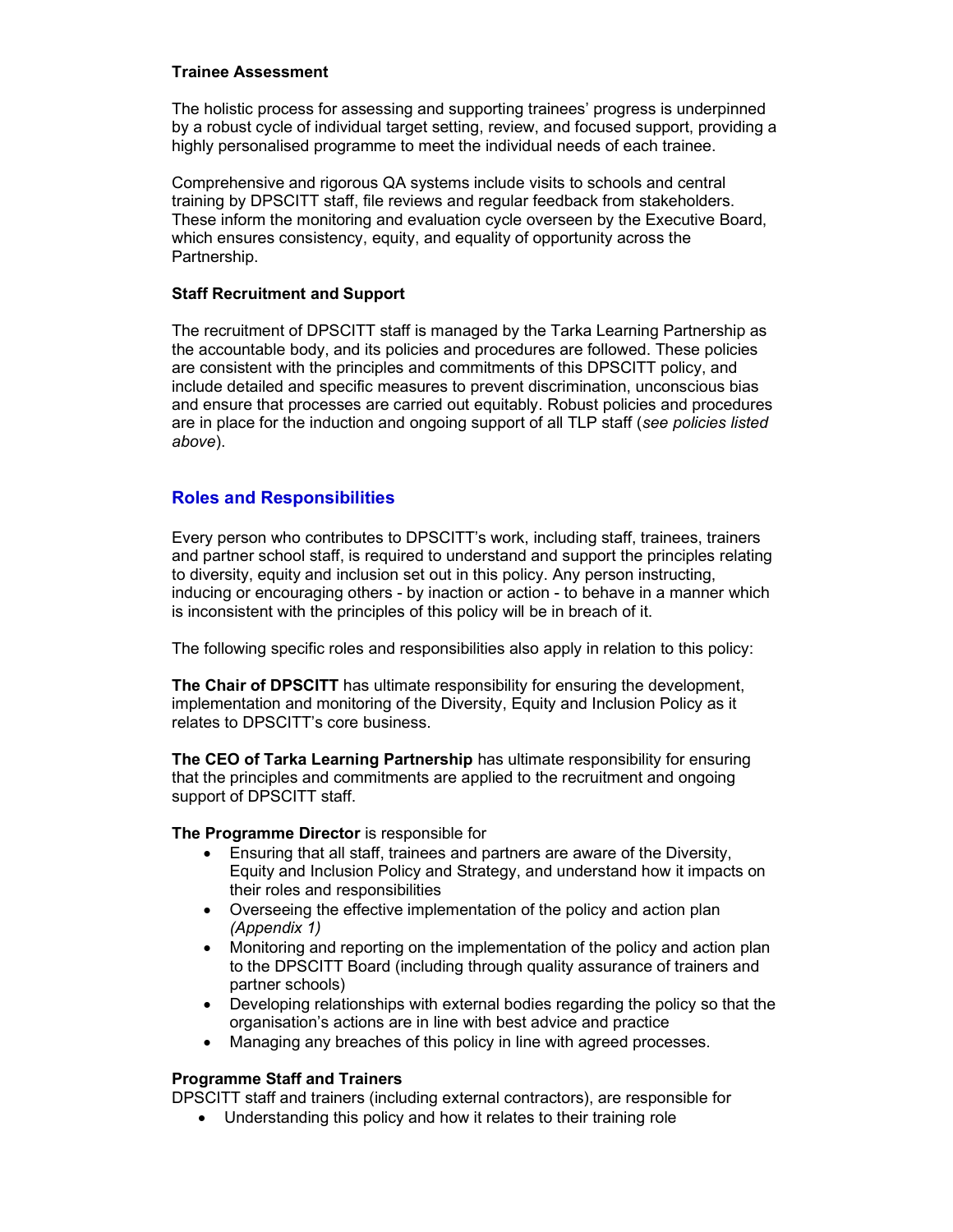**Trainee Assessment**

The holistic process for assessing and supporting trainees' progress is underpinned by a robust cycle of individual target setting, review, and focused support, providing a highly personalised programme to meet the individual needs of each trainee.

Comprehensive and rigorous QA systems include visits to schools and central training by DPSCITT staff, file reviews and regular feedback from stakeholders. These inform the monitoring and evaluation cycle overseen by the Executive Board, which ensures consistency, equity, and equality of opportunity across the Partnership.

**Staff Recruitment and Support**

The recruitment of DPSCITT staff is managed by the Tarka Learning Partnership as the accountable body, and its policies and procedures are followed. These policies are consistent with the principles and commitments of this DPSCITT policy, and include detailed and specific measures to prevent discrimination, unconscious bias and ensure that processes are carried out equitably. Robust policies and procedures are in place for the induction and ongoing support of all TLP staff (*see policies listed above*).

## Roles and Responsibilities

Every person who contributes to DPSCITT's work, including staff, trainees, trainers and partner school staff, is required to understand and support the principles relating to diversity, equity and inclusion set out in this policy. Any person instructing, inducing or encouraging others - by inaction or action - to behave in a manner which is inconsistent with the principles of this policy will be in breach of it.

The following specific roles and responsibilities also apply in relation to this policy:

**The Chair of DPSCITT** has ultimate responsibility for ensuring the development, implementation and monitoring of the Diversity, Equity and Inclusion Policy as it relates to DPSCITT's core business.

**The CEO of Tarka Learning Partnership** has ultimate responsibility for ensuring that the principles and commitments are applied to the recruitment and ongoing support of DPSCITT staff.

**The Programme Director** is responsible for

- Ensuring that all staff, trainees and partners are aware of the Diversity, Equity and Inclusion Policy and Strategy, and understand how it impacts on their roles and responsibilities
- Overseeing the effective implementation of the policy and action plan *(Appendix 1)*
- Monitoring and reporting on the implementation of the policy and action plan to the DPSCITT Board (including through quality assurance of trainers and partner schools)
- Developing relationships with external bodies regarding the policy so that the organisation's actions are in line with best advice and practice
- Managing any breaches of this policy in line with agreed processes.

**Programme Staff and Trainers**

DPSCITT staff and trainers (including external contractors), are responsible for

- Understanding this policy and how it relates to their training role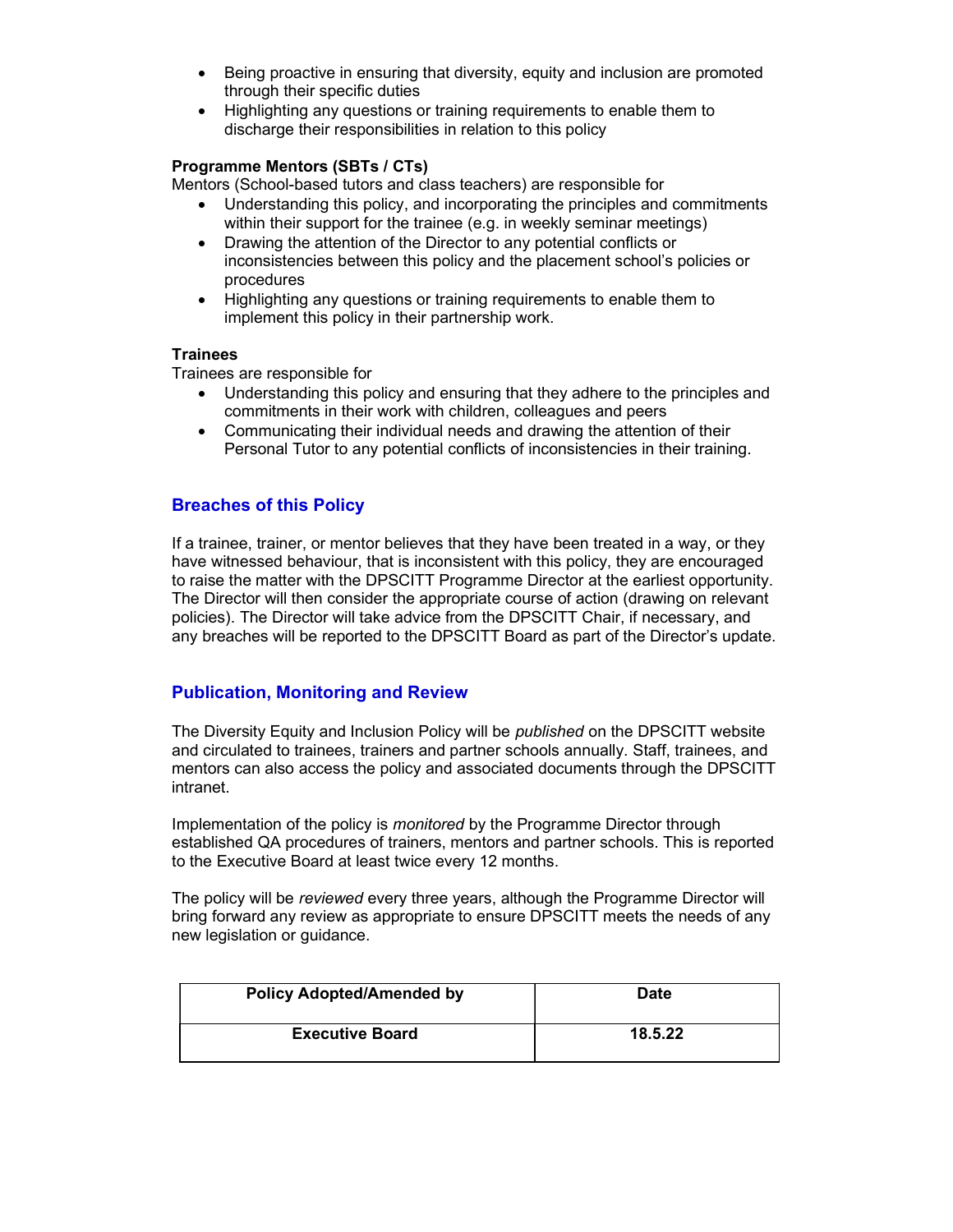- Being proactive in ensuring that diversity, equity and inclusion are promoted through their specific duties
- Highlighting any questions or training requirements to enable them to discharge their responsibilities in relation to this policy

**Programme Mentors (SBTs / CTs)**

Mentors (School-based tutors and class teachers) are responsible for

- Understanding this policy, and incorporating the principles and commitments within their support for the trainee (e.g. in weekly seminar meetings)
- Drawing the attention of the Director to any potential conflicts or inconsistencies between this policy and the placement school's policies or procedures
- Highlighting any questions or training requirements to enable them to implement this policy in their partnership work.

**Trainees**

Trainees are responsible for

- Understanding this policy and ensuring that they adhere to the principles and commitments in their work with children, colleagues and peers
- Communicating their individual needs and drawing the attention of their Personal Tutor to any potential conflicts of inconsistencies in their training.

## Breaches of this Policy

If a trainee, trainer, or mentor believes that they have been treated in a way, or they have witnessed behaviour, that is inconsistent with this policy, they are encouraged to raise the matter with the DPSCITT Programme Director at the earliest opportunity. The Director will then consider the appropriate course of action (drawing on relevant policies). The Director will take advice from the DPSCITT Chair, if necessary, and any breaches will be reported to the DPSCITT Board as part of the Director's update.

## Publication, Monitoring and Review

The Diversity Equity and Inclusion Policy will be *published* on the DPSCITT website and circulated to trainees, trainers and partner schools annually. Staff, trainees, and mentors can also access the policy and associated documents through the DPSCITT intranet.

Implementation of the policy is *monitored* by the Programme Director through established QA procedures of trainers, mentors and partner schools. This is reported to the Executive Board at least twice every 12 months.

The policy will be *reviewed* every three years, although the Programme Director will bring forward any review as appropriate to ensure DPSCITT meets the needs of any new legislation or guidance.

| Policy Adopted/Amended by | Date |
|---|---|
| **Executive Board** | **18.5.22** |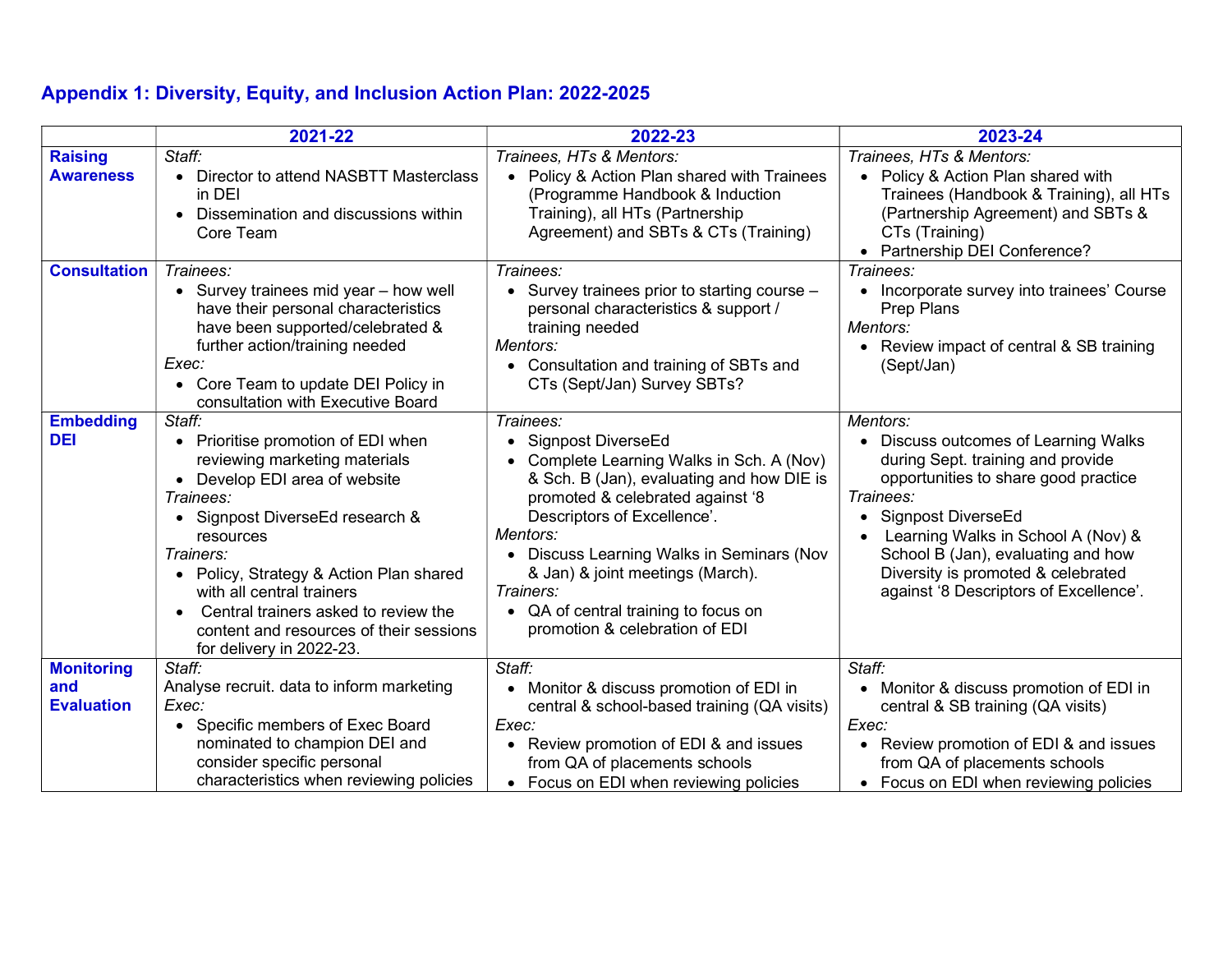## Appendix 1: Diversity, Equity, and Inclusion Action Plan: 2022-2025

| | 2021-22 | 2022-23 | 2023-24 |
|---|---|---|---|
| **Raising Awareness** | *Staff:*<br>• Director to attend NASBTT Masterclass in DEI<br>• Dissemination and discussions within Core Team | *Trainees, HTs & Mentors:*<br>• Policy & Action Plan shared with Trainees (Programme Handbook & Induction Training), all HTs (Partnership Agreement) and SBTs & CTs (Training) | *Trainees, HTs & Mentors:*<br>• Policy & Action Plan shared with Trainees (Handbook & Training), all HTs (Partnership Agreement) and SBTs & CTs (Training)<br>• Partnership DEI Conference? |
| **Consultation** | *Trainees:*<br>• Survey trainees mid year – how well have their personal characteristics have been supported/celebrated & further action/training needed<br>*Exec:*<br>• Core Team to update DEI Policy in consultation with Executive Board | *Trainees:*<br>• Survey trainees prior to starting course – personal characteristics & support / training needed<br>*Mentors:*<br>• Consultation and training of SBTs and CTs (Sept/Jan) Survey SBTs? | *Trainees:*<br>• Incorporate survey into trainees' Course Prep Plans<br>*Mentors:*<br>• Review impact of central & SB training (Sept/Jan) |
| **Embedding DEI** | *Staff:*<br>• Prioritise promotion of EDI when reviewing marketing materials<br>• Develop EDI area of website<br>*Trainees:*<br>• Signpost DiverseEd research & resources<br>*Trainers:*<br>• Policy, Strategy & Action Plan shared with all central trainers<br>• Central trainers asked to review the content and resources of their sessions for delivery in 2022-23. | *Trainees:*<br>• Signpost DiverseEd<br>• Complete Learning Walks in Sch. A (Nov) & Sch. B (Jan), evaluating and how DIE is promoted & celebrated against '8 Descriptors of Excellence'.<br>*Mentors:*<br>• Discuss Learning Walks in Seminars (Nov & Jan) & joint meetings (March).<br>*Trainers:*<br>• QA of central training to focus on promotion & celebration of EDI | *Mentors:*<br>• Discuss outcomes of Learning Walks during Sept. training and provide opportunities to share good practice<br>*Trainees:*<br>• Signpost DiverseEd<br>• Learning Walks in School A (Nov) & School B (Jan), evaluating and how Diversity is promoted & celebrated against '8 Descriptors of Excellence'. |
| **Monitoring and Evaluation** | *Staff:*<br>Analyse recruit. data to inform marketing<br>*Exec:*<br>• Specific members of Exec Board nominated to champion DEI and consider specific personal characteristics when reviewing policies | *Staff:*<br>• Monitor & discuss promotion of EDI in central & school-based training (QA visits)<br>*Exec:*<br>• Review promotion of EDI & and issues from QA of placements schools<br>• Focus on EDI when reviewing policies | *Staff:*<br>• Monitor & discuss promotion of EDI in central & SB training (QA visits)<br>*Exec:*<br>• Review promotion of EDI & and issues from QA of placements schools<br>• Focus on EDI when reviewing policies |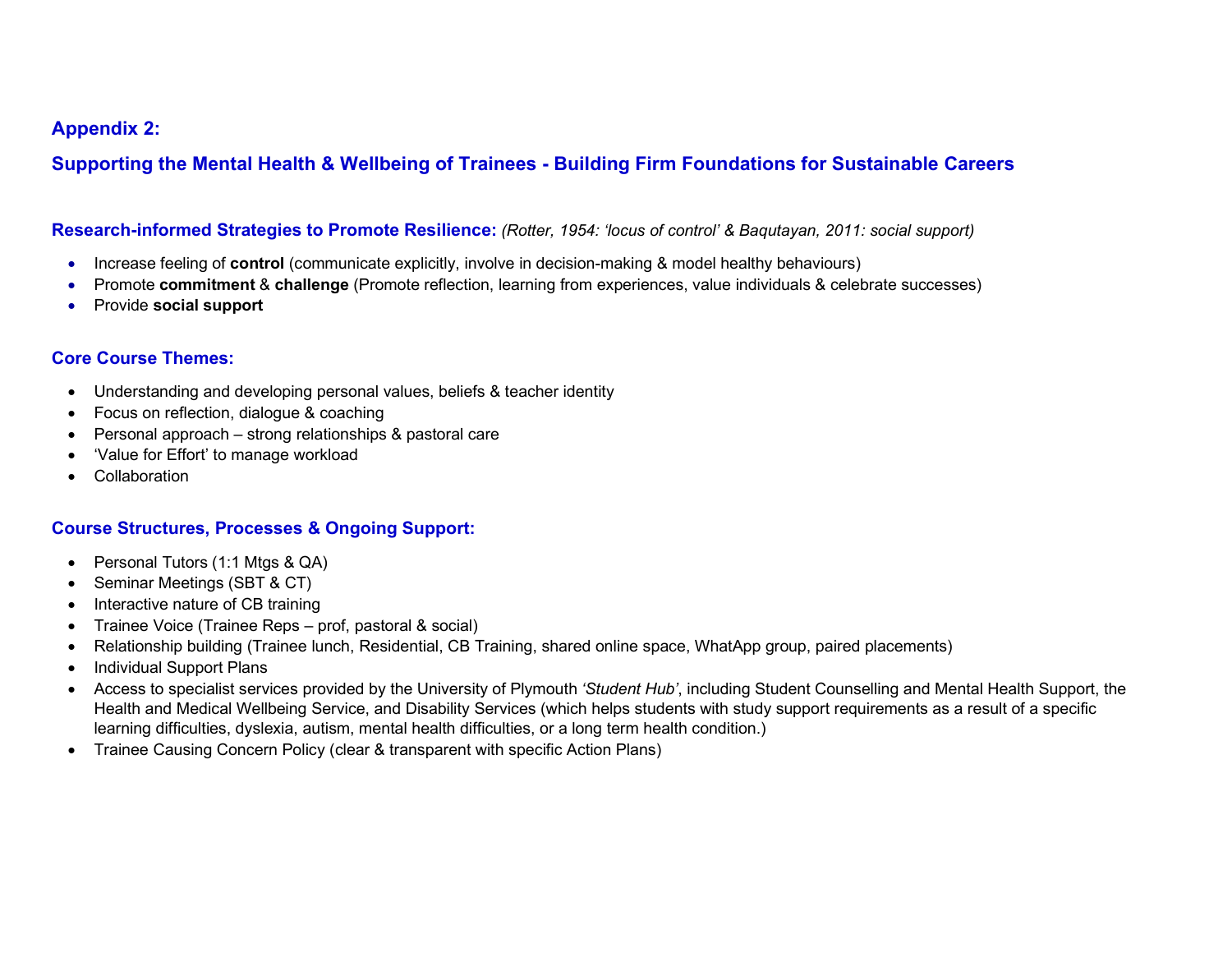## Appendix 2:

## Supporting the Mental Health & Wellbeing of Trainees - Building Firm Foundations for Sustainable Careers

### Research-informed Strategies to Promote Resilience: *(Rotter, 1954: 'locus of control' & Baqutayan, 2011: social support)*

- Increase feeling of **control** (communicate explicitly, involve in decision-making & model healthy behaviours)
- Promote **commitment** & **challenge** (Promote reflection, learning from experiences, value individuals & celebrate successes)
- Provide **social support**

### Core Course Themes:

- Understanding and developing personal values, beliefs & teacher identity
- Focus on reflection, dialogue & coaching
- Personal approach – strong relationships & pastoral care
- 'Value for Effort' to manage workload
- Collaboration

### Course Structures, Processes & Ongoing Support:

- Personal Tutors (1:1 Mtgs & QA)
- Seminar Meetings (SBT & CT)
- Interactive nature of CB training
- Trainee Voice (Trainee Reps – prof, pastoral & social)
- Relationship building (Trainee lunch, Residential, CB Training, shared online space, WhatApp group, paired placements)
- Individual Support Plans
- Access to specialist services provided by the University of Plymouth *'Student Hub'*, including Student Counselling and Mental Health Support, the Health and Medical Wellbeing Service, and Disability Services (which helps students with study support requirements as a result of a specific learning difficulties, dyslexia, autism, mental health difficulties, or a long term health condition.)
- Trainee Causing Concern Policy (clear & transparent with specific Action Plans)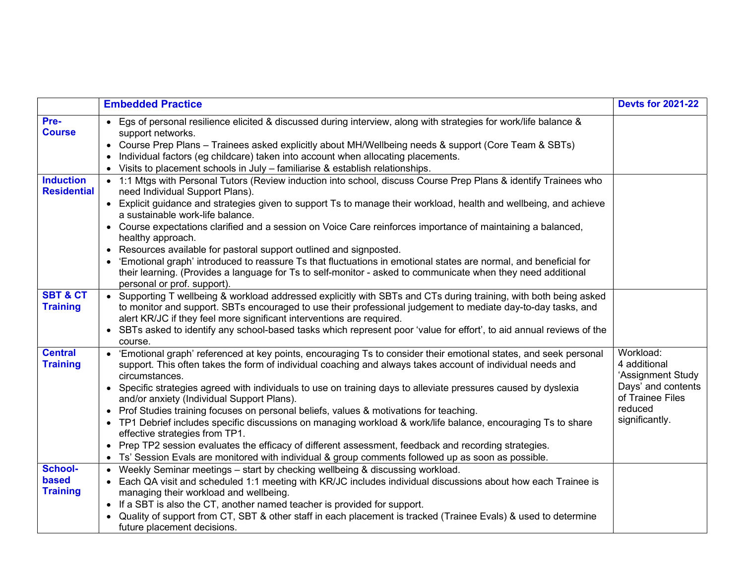| | Embedded Practice | Devts for 2021-22 |
|---|---|---|
| **Pre-Course** | • Egs of personal resilience elicited & discussed during interview, along with strategies for work/life balance & support networks.<br>• Course Prep Plans – Trainees asked explicitly about MH/Wellbeing needs & support (Core Team & SBTs)<br>• Individual factors (eg childcare) taken into account when allocating placements.<br>• Visits to placement schools in July – familiarise & establish relationships. | |
| **Induction Residential** | • 1:1 Mtgs with Personal Tutors (Review induction into school, discuss Course Prep Plans & identify Trainees who need Individual Support Plans).<br>• Explicit guidance and strategies given to support Ts to manage their workload, health and wellbeing, and achieve a sustainable work-life balance.<br>• Course expectations clarified and a session on Voice Care reinforces importance of maintaining a balanced, healthy approach.<br>• Resources available for pastoral support outlined and signposted.<br>• 'Emotional graph' introduced to reassure Ts that fluctuations in emotional states are normal, and beneficial for their learning. (Provides a language for Ts to self-monitor - asked to communicate when they need additional personal or prof. support). | |
| **SBT & CT Training** | • Supporting T wellbeing & workload addressed explicitly with SBTs and CTs during training, with both being asked to monitor and support. SBTs encouraged to use their professional judgement to mediate day-to-day tasks, and alert KR/JC if they feel more significant interventions are required.<br>• SBTs asked to identify any school-based tasks which represent poor 'value for effort', to aid annual reviews of the course. | |
| **Central Training** | • 'Emotional graph' referenced at key points, encouraging Ts to consider their emotional states, and seek personal support. This often takes the form of individual coaching and always takes account of individual needs and circumstances.<br>• Specific strategies agreed with individuals to use on training days to alleviate pressures caused by dyslexia and/or anxiety (Individual Support Plans).<br>• Prof Studies training focuses on personal beliefs, values & motivations for teaching.<br>• TP1 Debrief includes specific discussions on managing workload & work/life balance, encouraging Ts to share effective strategies from TP1.<br>• Prep TP2 session evaluates the efficacy of different assessment, feedback and recording strategies.<br>• Ts' Session Evals are monitored with individual & group comments followed up as soon as possible. | Workload: 4 additional 'Assignment Study Days' and contents of Trainee Files reduced significantly. |
| **School-based Training** | • Weekly Seminar meetings – start by checking wellbeing & discussing workload.<br>• Each QA visit and scheduled 1:1 meeting with KR/JC includes individual discussions about how each Trainee is managing their workload and wellbeing.<br>• If a SBT is also the CT, another named teacher is provided for support.<br>• Quality of support from CT, SBT & other staff in each placement is tracked (Trainee Evals) & used to determine future placement decisions. | |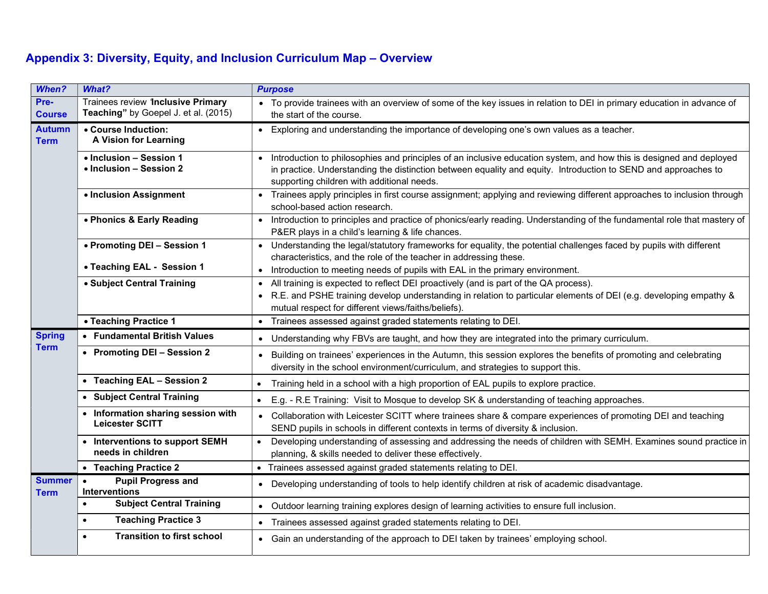## Appendix 3: Diversity, Equity, and Inclusion Curriculum Map – Overview

| *When?* | *What?* | *Purpose* |
|---|---|---|
| **Pre-Course** | Trainees review **'Inclusive Primary Teaching"** by Goepel J. et al. (2015) | • To provide trainees with an overview of some of the key issues in relation to DEI in primary education in advance of the start of the course. |
| **Autumn Term** | • **Course Induction: A Vision for Learning** | • Exploring and understanding the importance of developing one's own values as a teacher. |
| | • **Inclusion – Session 1**<br>• **Inclusion – Session 2** | • Introduction to philosophies and principles of an inclusive education system, and how this is designed and deployed in practice. Understanding the distinction between equality and equity. Introduction to SEND and approaches to supporting children with additional needs. |
| | • **Inclusion Assignment** | • Trainees apply principles in first course assignment; applying and reviewing different approaches to inclusion through school-based action research. |
| | • **Phonics & Early Reading** | • Introduction to principles and practice of phonics/early reading. Understanding of the fundamental role that mastery of P&ER plays in a child's learning & life chances. |
| | • **Promoting DEI – Session 1**<br>• **Teaching EAL - Session 1** | • Understanding the legal/statutory frameworks for equality, the potential challenges faced by pupils with different characteristics, and the role of the teacher in addressing these.<br>• Introduction to meeting needs of pupils with EAL in the primary environment. |
| | • **Subject Central Training** | • All training is expected to reflect DEI proactively (and is part of the QA process).<br>• R.E. and PSHE training develop understanding in relation to particular elements of DEI (e.g. developing empathy & mutual respect for different views/faiths/beliefs). |
| | • **Teaching Practice 1** | • Trainees assessed against graded statements relating to DEI. |
| **Spring Term** | • **Fundamental British Values** | • Understanding why FBVs are taught, and how they are integrated into the primary curriculum. |
| | • **Promoting DEI – Session 2** | • Building on trainees' experiences in the Autumn, this session explores the benefits of promoting and celebrating diversity in the school environment/curriculum, and strategies to support this. |
| | • **Teaching EAL – Session 2** | • Training held in a school with a high proportion of EAL pupils to explore practice. |
| | • **Subject Central Training** | • E.g. - R.E Training: Visit to Mosque to develop SK & understanding of teaching approaches. |
| | • **Information sharing session with Leicester SCITT** | • Collaboration with Leicester SCITT where trainees share & compare experiences of promoting DEI and teaching SEND pupils in schools in different contexts in terms of diversity & inclusion. |
| | • **Interventions to support SEMH needs in children** | • Developing understanding of assessing and addressing the needs of children with SEMH. Examines sound practice in planning, & skills needed to deliver these effectively. |
| | • **Teaching Practice 2** | • Trainees assessed against graded statements relating to DEI. |
| **Summer Term** | • **Pupil Progress and Interventions** | • Developing understanding of tools to help identify children at risk of academic disadvantage. |
| | • **Subject Central Training** | • Outdoor learning training explores design of learning activities to ensure full inclusion. |
| | • **Teaching Practice 3** | • Trainees assessed against graded statements relating to DEI. |
| | • **Transition to first school** | • Gain an understanding of the approach to DEI taken by trainees' employing school. |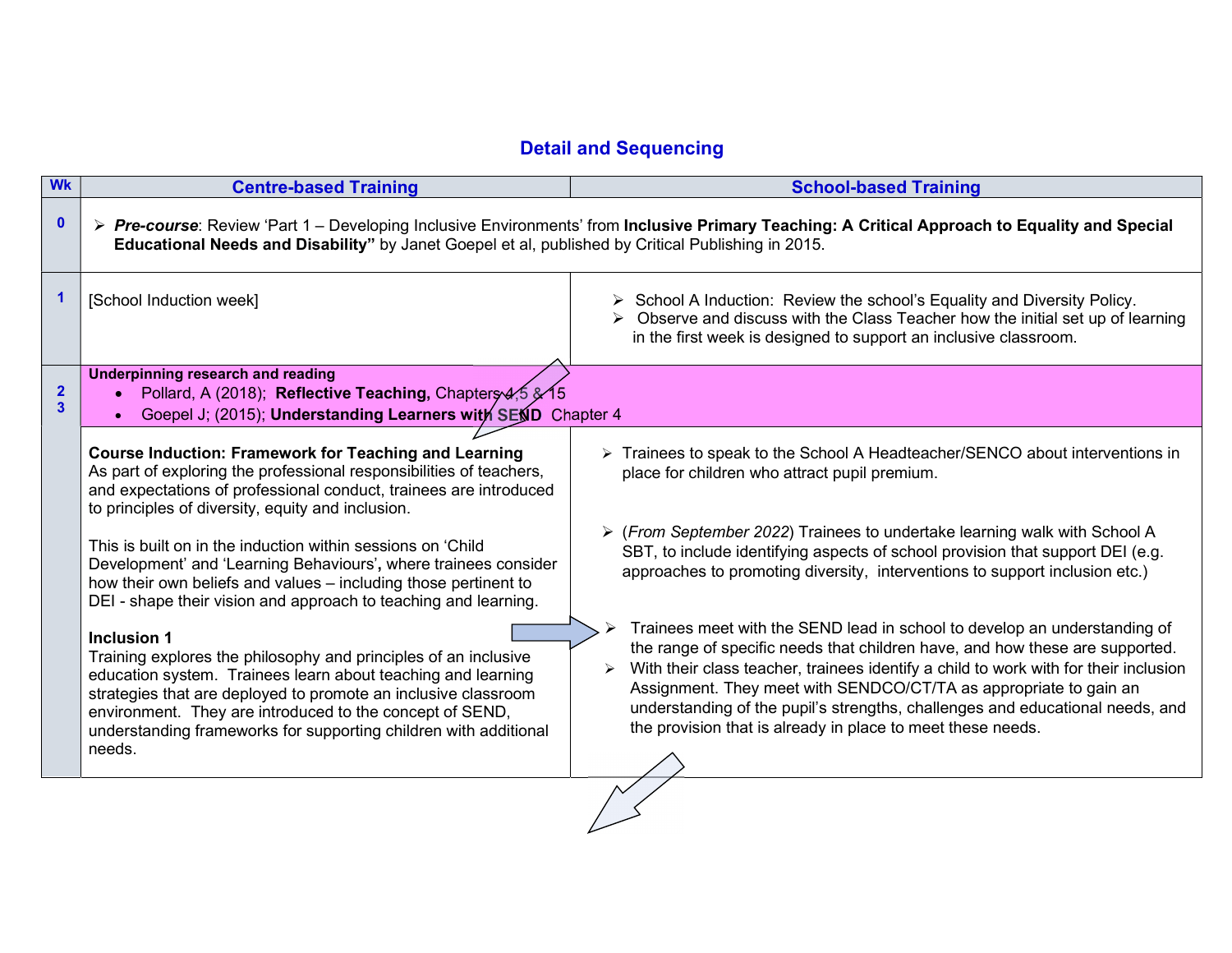## Detail and Sequencing

| Wk | Centre-based Training | School-based Training |
|---|---|---|
| 0 | ➢ ***Pre-course***: Review 'Part 1 – Developing Inclusive Environments' from **Inclusive Primary Teaching: A Critical Approach to Equality and Special Educational Needs and Disability"** by Janet Goepel et al, published by Critical Publishing in 2015. | |
| 1 | [School Induction week] | ➢ School A Induction: Review the school's Equality and Diversity Policy.<br>➢ Observe and discuss with the Class Teacher how the initial set up of learning in the first week is designed to support an inclusive classroom. |
| 2<br>3 | **Underpinning research and reading**<br>• Pollard, A (2018); **Reflective Teaching,** Chapters 4,5 & 15<br>• Goepel J; (2015); **Understanding Learners with SEND** Chapter 4 | |
| | **Course Induction: Framework for Teaching and Learning**<br>As part of exploring the professional responsibilities of teachers, and expectations of professional conduct, trainees are introduced to principles of diversity, equity and inclusion.<br><br>This is built on in the induction within sessions on 'Child Development' and 'Learning Behaviours', where trainees consider how their own beliefs and values – including those pertinent to DEI - shape their vision and approach to teaching and learning.<br><br>**Inclusion 1**<br>Training explores the philosophy and principles of an inclusive education system. Trainees learn about teaching and learning strategies that are deployed to promote an inclusive classroom environment. They are introduced to the concept of SEND, understanding frameworks for supporting children with additional needs. | ➢ Trainees to speak to the School A Headteacher/SENCO about interventions in place for children who attract pupil premium.<br><br>➢ (*From September 2022*) Trainees to undertake learning walk with School A SBT, to include identifying aspects of school provision that support DEI (e.g. approaches to promoting diversity, interventions to support inclusion etc.)<br><br>➢ Trainees meet with the SEND lead in school to develop an understanding of the range of specific needs that children have, and how these are supported.<br>➢ With their class teacher, trainees identify a child to work with for their inclusion Assignment. They meet with SENDCO/CT/TA as appropriate to gain an understanding of the pupil's strengths, challenges and educational needs, and the provision that is already in place to meet these needs. |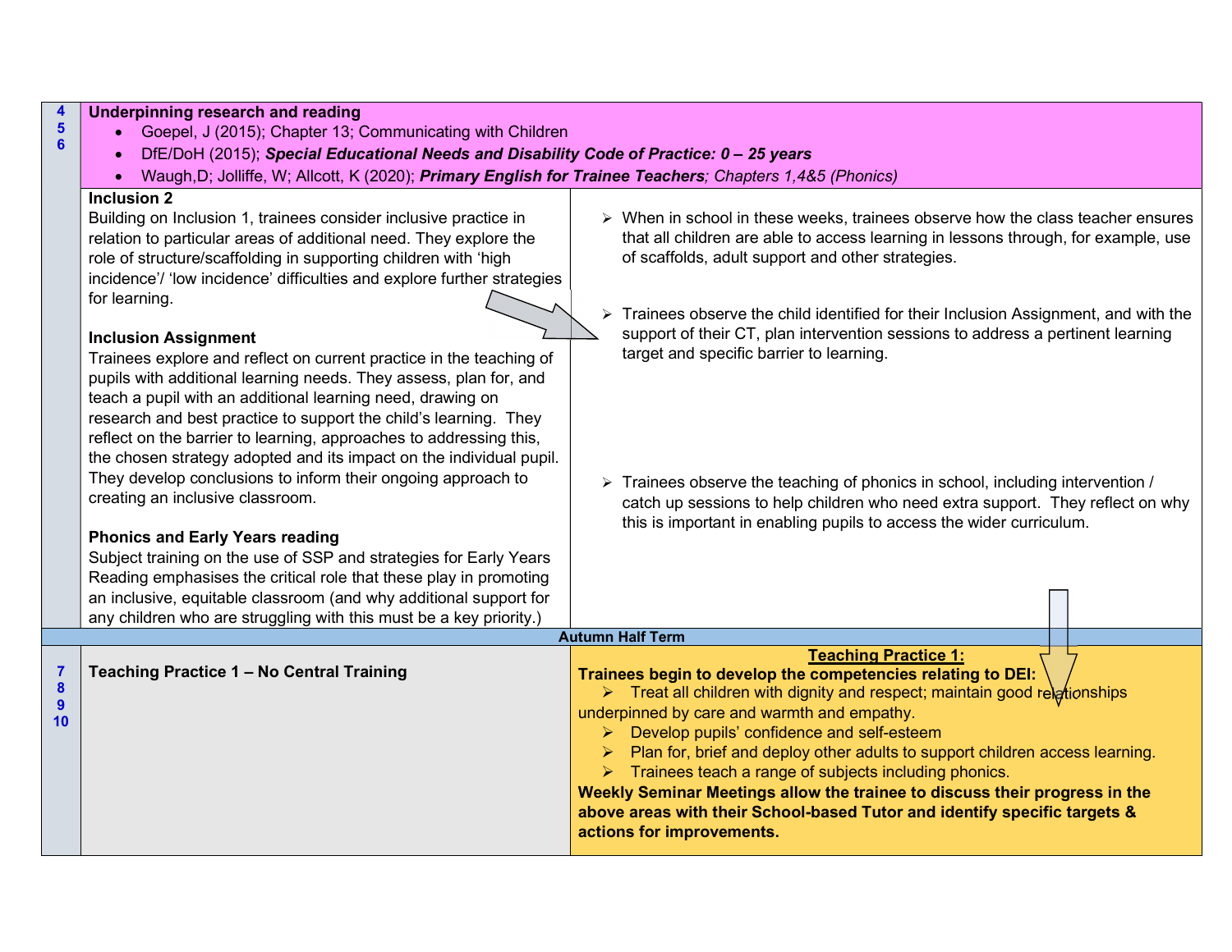| | | |
|---|---|---|
| 4<br>5<br>6 | **Underpinning research and reading**<br>• Goepel, J (2015); Chapter 13; Communicating with Children<br>• DfE/DoH (2015); ***Special Educational Needs and Disability Code of Practice: 0 – 25 years***<br>• Waugh,D; Jolliffe, W; Allcott, K (2020); ***Primary English for Trainee Teachers****; Chapters 1,4&5 (Phonics)* | |
| | **Inclusion 2**<br>Building on Inclusion 1, trainees consider inclusive practice in relation to particular areas of additional need. They explore the role of structure/scaffolding in supporting children with 'high incidence'/ 'low incidence' difficulties and explore further strategies for learning.<br><br>**Inclusion Assignment**<br>Trainees explore and reflect on current practice in the teaching of pupils with additional learning needs. They assess, plan for, and teach a pupil with an additional learning need, drawing on research and best practice to support the child's learning. They reflect on the barrier to learning, approaches to addressing this, the chosen strategy adopted and its impact on the individual pupil. They develop conclusions to inform their ongoing approach to creating an inclusive classroom.<br><br>**Phonics and Early Years reading**<br>Subject training on the use of SSP and strategies for Early Years Reading emphasises the critical role that these play in promoting an inclusive, equitable classroom (and why additional support for any children who are struggling with this must be a key priority.) | ➢ When in school in these weeks, trainees observe how the class teacher ensures that all children are able to access learning in lessons through, for example, use of scaffolds, adult support and other strategies.<br><br>➢ Trainees observe the child identified for their Inclusion Assignment, and with the support of their CT, plan intervention sessions to address a pertinent learning target and specific barrier to learning.<br><br>➢ Trainees observe the teaching of phonics in school, including intervention / catch up sessions to help children who need extra support. They reflect on why this is important in enabling pupils to access the wider curriculum. |
| | **Autumn Half Term** | |
| 7<br>8<br>9<br>10 | **Teaching Practice 1 – No Central Training** | **<u>Teaching Practice 1:</u>**<br>**Trainees begin to develop the competencies relating to DEI:**<br>➢ Treat all children with dignity and respect; maintain good relationships underpinned by care and warmth and empathy.<br>➢ Develop pupils' confidence and self-esteem<br>➢ Plan for, brief and deploy other adults to support children access learning.<br>➢ Trainees teach a range of subjects including phonics.<br>**Weekly Seminar Meetings allow the trainee to discuss their progress in the above areas with their School-based Tutor and identify specific targets & actions for improvements.** |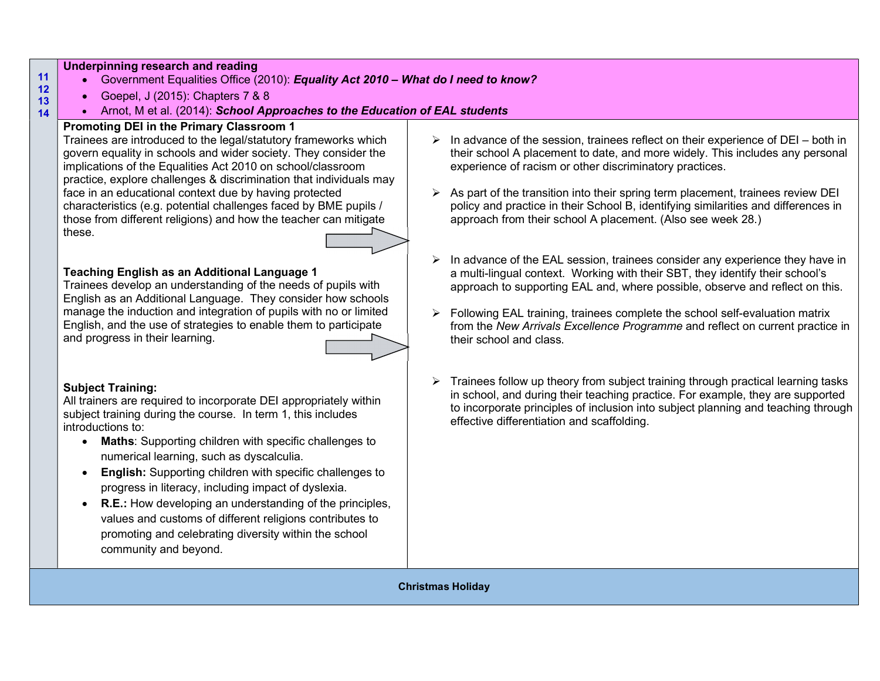| Week | Content | Follow-up |
|---|---|---|
| 11<br>12<br>13<br>14 | **Underpinning research and reading**<br>• Government Equalities Office (2010): ***Equality Act 2010 – What do I need to know?***<br>• Goepel, J (2015): Chapters 7 & 8<br>• Arnot, M et al. (2014): ***School Approaches to the Education of EAL students*** | |
| | **Promoting DEI in the Primary Classroom 1**<br>Trainees are introduced to the legal/statutory frameworks which govern equality in schools and wider society. They consider the implications of the Equalities Act 2010 on school/classroom practice, explore challenges & discrimination that individuals may face in an educational context due by having protected characteristics (e.g. potential challenges faced by BME pupils / those from different religions) and how the teacher can mitigate these. | ➢ In advance of the session, trainees reflect on their experience of DEI – both in their school A placement to date, and more widely. This includes any personal experience of racism or other discriminatory practices.<br><br>➢ As part of the transition into their spring term placement, trainees review DEI policy and practice in their School B, identifying similarities and differences in approach from their school A placement. (Also see week 28.) |
| | **Teaching English as an Additional Language 1**<br>Trainees develop an understanding of the needs of pupils with English as an Additional Language. They consider how schools manage the induction and integration of pupils with no or limited English, and the use of strategies to enable them to participate and progress in their learning. | ➢ In advance of the EAL session, trainees consider any experience they have in a multi-lingual context. Working with their SBT, they identify their school's approach to supporting EAL and, where possible, observe and reflect on this.<br><br>➢ Following EAL training, trainees complete the school self-evaluation matrix from the *New Arrivals Excellence Programme* and reflect on current practice in their school and class. |
| | **Subject Training:**<br>All trainers are required to incorporate DEI appropriately within subject training during the course. In term 1, this includes introductions to:<br>• **Maths**: Supporting children with specific challenges to numerical learning, such as dyscalculia.<br>• **English:** Supporting children with specific challenges to progress in literacy, including impact of dyslexia.<br>• **R.E.:** How developing an understanding of the principles, values and customs of different religions contributes to promoting and celebrating diversity within the school community and beyond. | ➢ Trainees follow up theory from subject training through practical learning tasks in school, and during their teaching practice. For example, they are supported to incorporate principles of inclusion into subject planning and teaching through effective differentiation and scaffolding. |
| | **Christmas Holiday** | |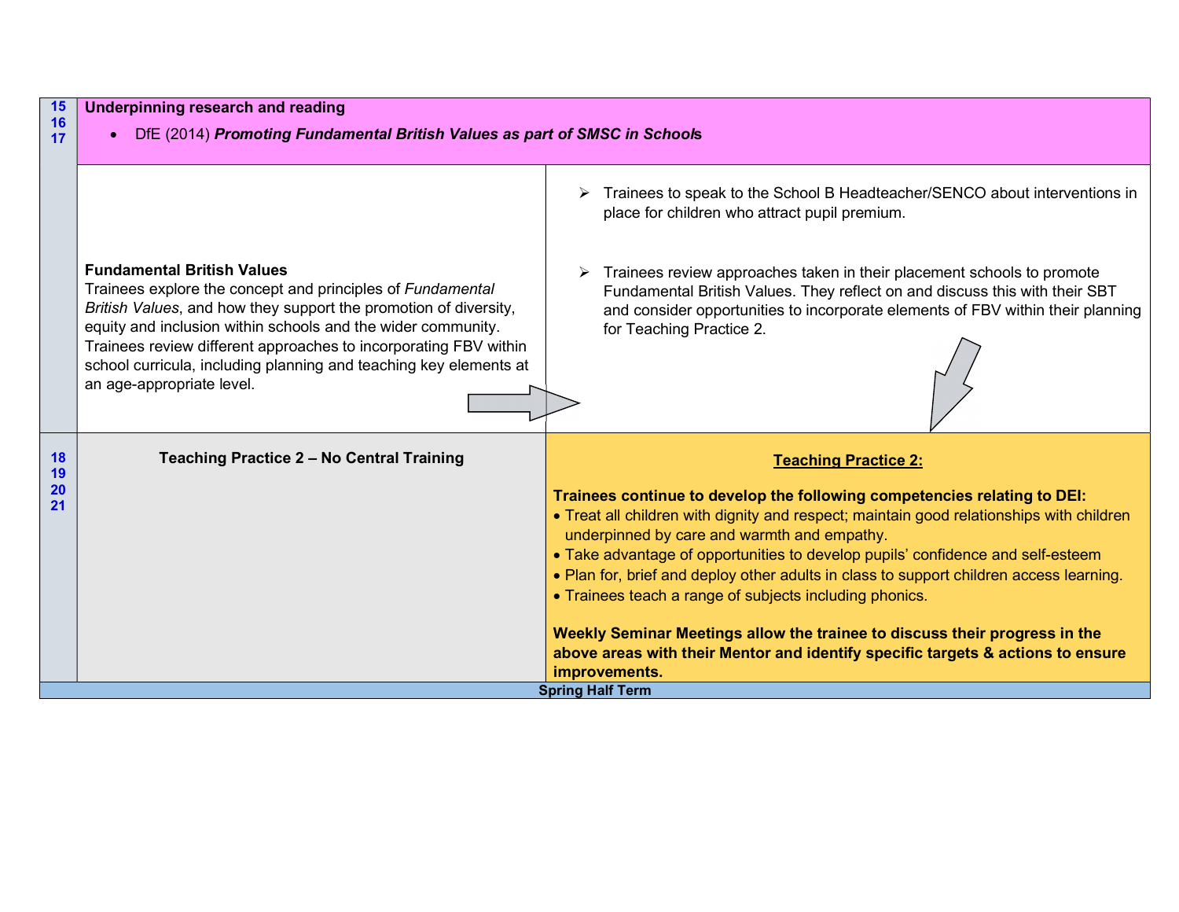| Week | | |
|---|---|---|
| 15<br>16<br>17 | **Underpinning research and reading**<br>• DfE (2014) ***Promoting Fundamental British Values as part of SMSC in School*****s** | |
| | **Fundamental British Values**<br>Trainees explore the concept and principles of *Fundamental British Values*, and how they support the promotion of diversity, equity and inclusion within schools and the wider community. Trainees review different approaches to incorporating FBV within school curricula, including planning and teaching key elements at an age-appropriate level. | ➢ Trainees to speak to the School B Headteacher/SENCO about interventions in place for children who attract pupil premium.<br><br>➢ Trainees review approaches taken in their placement schools to promote Fundamental British Values. They reflect on and discuss this with their SBT and consider opportunities to incorporate elements of FBV within their planning for Teaching Practice 2. |
| 18<br>19<br>20<br>21 | **Teaching Practice 2 – No Central Training** | **<u>Teaching Practice 2:</u>**<br><br>**Trainees continue to develop the following competencies relating to DEI:**<br>• Treat all children with dignity and respect; maintain good relationships with children underpinned by care and warmth and empathy.<br>• Take advantage of opportunities to develop pupils' confidence and self-esteem<br>• Plan for, brief and deploy other adults in class to support children access learning.<br>• Trainees teach a range of subjects including phonics.<br><br>**Weekly Seminar Meetings allow the trainee to discuss their progress in the above areas with their Mentor and identify specific targets & actions to ensure improvements.** |
| **Spring Half Term** | | |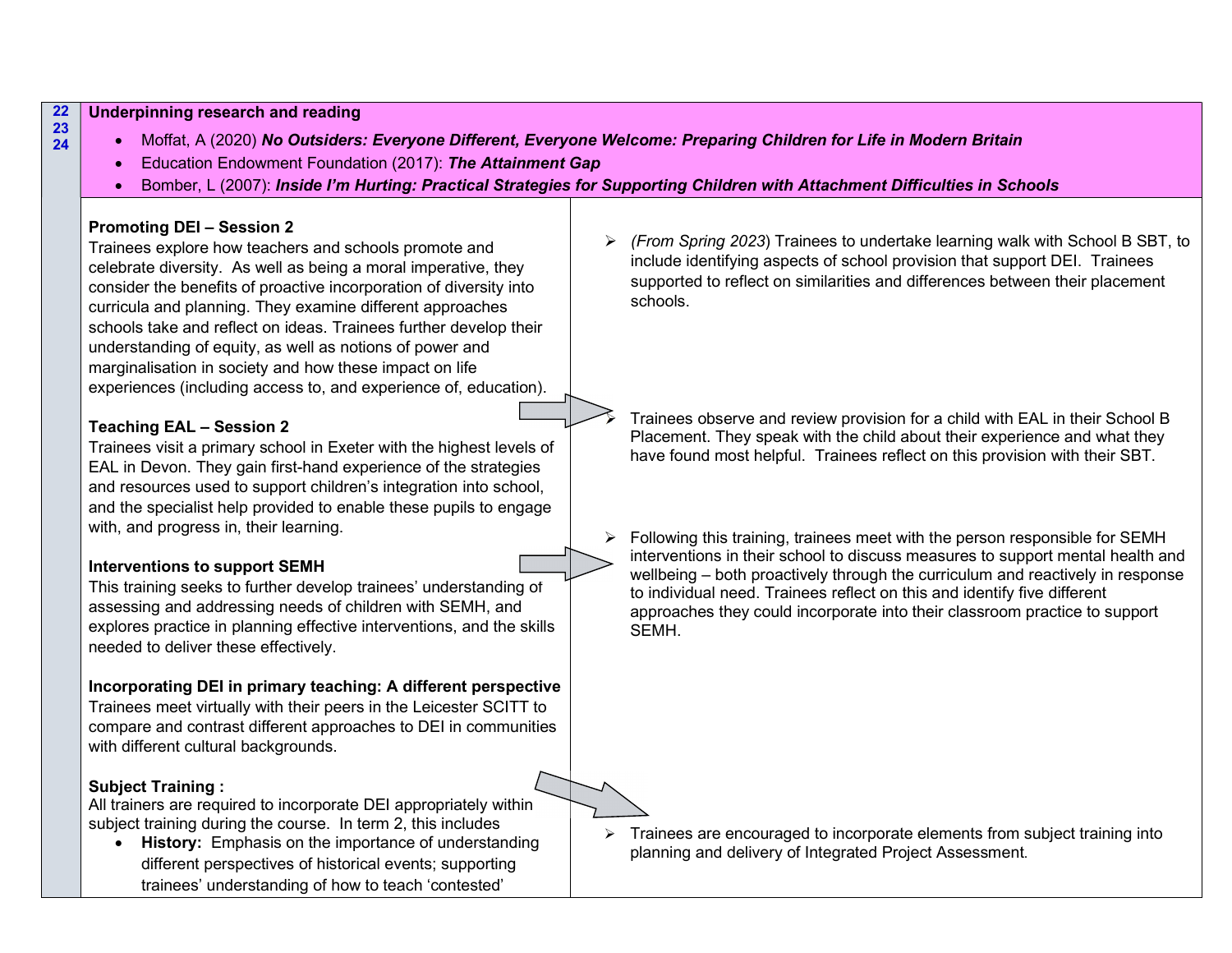| 22 23 24 | **Underpinning research and reading**<br>• Moffat, A (2020) ***No Outsiders: Everyone Different, Everyone Welcome: Preparing Children for Life in Modern Britain***<br>• Education Endowment Foundation (2017): ***The Attainment Gap***<br>• Bomber, L (2007): ***Inside I'm Hurting: Practical Strategies for Supporting Children with Attachment Difficulties in Schools*** | |
|---|---|---|
| | **Promoting DEI – Session 2**<br>Trainees explore how teachers and schools promote and celebrate diversity. As well as being a moral imperative, they consider the benefits of proactive incorporation of diversity into curricula and planning. They examine different approaches schools take and reflect on ideas. Trainees further develop their understanding of equity, as well as notions of power and marginalisation in society and how these impact on life experiences (including access to, and experience of, education). | ➢ *(From Spring 2023*) Trainees to undertake learning walk with School B SBT, to include identifying aspects of school provision that support DEI. Trainees supported to reflect on similarities and differences between their placement schools. |
| | **Teaching EAL – Session 2**<br>Trainees visit a primary school in Exeter with the highest levels of EAL in Devon. They gain first-hand experience of the strategies and resources used to support children's integration into school, and the specialist help provided to enable these pupils to engage with, and progress in, their learning. | ➢ Trainees observe and review provision for a child with EAL in their School B Placement. They speak with the child about their experience and what they have found most helpful. Trainees reflect on this provision with their SBT. |
| | **Interventions to support SEMH**<br>This training seeks to further develop trainees' understanding of assessing and addressing needs of children with SEMH, and explores practice in planning effective interventions, and the skills needed to deliver these effectively. | ➢ Following this training, trainees meet with the person responsible for SEMH interventions in their school to discuss measures to support mental health and wellbeing – both proactively through the curriculum and reactively in response to individual need. Trainees reflect on this and identify five different approaches they could incorporate into their classroom practice to support SEMH. |
| | **Incorporating DEI in primary teaching: A different perspective**<br>Trainees meet virtually with their peers in the Leicester SCITT to compare and contrast different approaches to DEI in communities with different cultural backgrounds. | |
| | **Subject Training :**<br>All trainers are required to incorporate DEI appropriately within subject training during the course. In term 2, this includes<br>• **History:** Emphasis on the importance of understanding different perspectives of historical events; supporting trainees' understanding of how to teach 'contested' | ➢ Trainees are encouraged to incorporate elements from subject training into planning and delivery of Integrated Project Assessment. |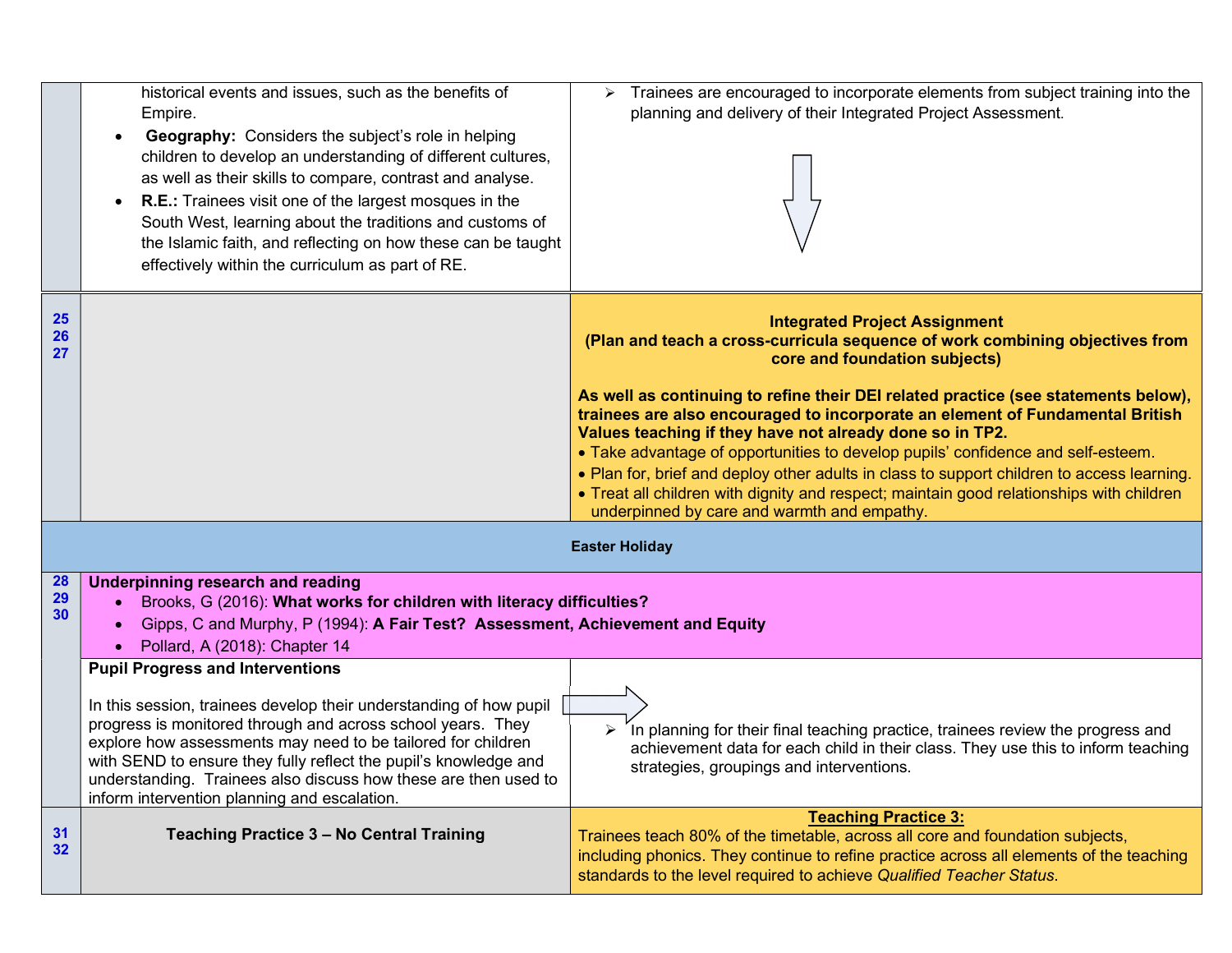| | | |
|---|---|---|
| | historical events and issues, such as the benefits of Empire.<br>• **Geography:** Considers the subject's role in helping children to develop an understanding of different cultures, as well as their skills to compare, contrast and analyse.<br>• **R.E.:** Trainees visit one of the largest mosques in the South West, learning about the traditions and customs of the Islamic faith, and reflecting on how these can be taught effectively within the curriculum as part of RE. | ➢ Trainees are encouraged to incorporate elements from subject training into the planning and delivery of their Integrated Project Assessment. |
| 25<br>26<br>27 | | **Integrated Project Assignment**<br>**(Plan and teach a cross-curricula sequence of work combining objectives from core and foundation subjects)**<br><br>**As well as continuing to refine their DEI related practice (see statements below), trainees are also encouraged to incorporate an element of Fundamental British Values teaching if they have not already done so in TP2.**<br>• Take advantage of opportunities to develop pupils' confidence and self-esteem.<br>• Plan for, brief and deploy other adults in class to support children to access learning.<br>• Treat all children with dignity and respect; maintain good relationships with children underpinned by care and warmth and empathy. |
| | **Easter Holiday** | |
| 28<br>29<br>30 | **Underpinning research and reading**<br>• Brooks, G (2016): **What works for children with literacy difficulties?**<br>• Gipps, C and Murphy, P (1994): **A Fair Test? Assessment, Achievement and Equity**<br>• Pollard, A (2018): Chapter 14 | |
| | **Pupil Progress and Interventions**<br><br>In this session, trainees develop their understanding of how pupil progress is monitored through and across school years. They explore how assessments may need to be tailored for children with SEND to ensure they fully reflect the pupil's knowledge and understanding. Trainees also discuss how these are then used to inform intervention planning and escalation. | ➢ In planning for their final teaching practice, trainees review the progress and achievement data for each child in their class. They use this to inform teaching strategies, groupings and interventions. |
| 31<br>32 | **Teaching Practice 3 – No Central Training** | **<u>Teaching Practice 3:</u>**<br>Trainees teach 80% of the timetable, across all core and foundation subjects, including phonics. They continue to refine practice across all elements of the teaching standards to the level required to achieve *Qualified Teacher Status*. |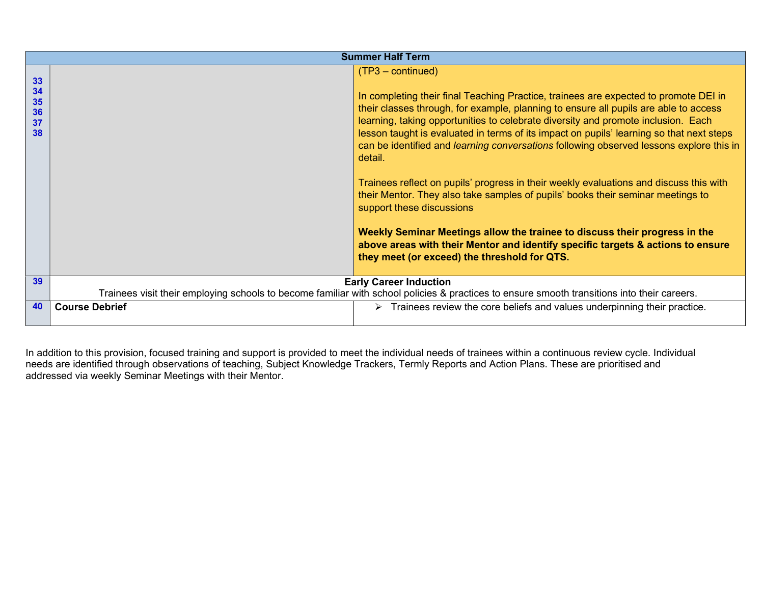| Summer Half Term | | |
|---|---|---|
| 33<br>34<br>35<br>36<br>37<br>38 | | (TP3 – continued)<br><br>In completing their final Teaching Practice, trainees are expected to promote DEI in their classes through, for example, planning to ensure all pupils are able to access learning, taking opportunities to celebrate diversity and promote inclusion. Each lesson taught is evaluated in terms of its impact on pupils' learning so that next steps can be identified and *learning conversations* following observed lessons explore this in detail.<br><br>Trainees reflect on pupils' progress in their weekly evaluations and discuss this with their Mentor. They also take samples of pupils' books their seminar meetings to support these discussions<br><br>**Weekly Seminar Meetings allow the trainee to discuss their progress in the above areas with their Mentor and identify specific targets & actions to ensure they meet (or exceed) the threshold for QTS.** |
| 39 | **Early Career Induction**<br>Trainees visit their employing schools to become familiar with school policies & practices to ensure smooth transitions into their careers. | |
| 40 | **Course Debrief** | ➢ Trainees review the core beliefs and values underpinning their practice. |

In addition to this provision, focused training and support is provided to meet the individual needs of trainees within a continuous review cycle. Individual needs are identified through observations of teaching, Subject Knowledge Trackers, Termly Reports and Action Plans. These are prioritised and addressed via weekly Seminar Meetings with their Mentor.